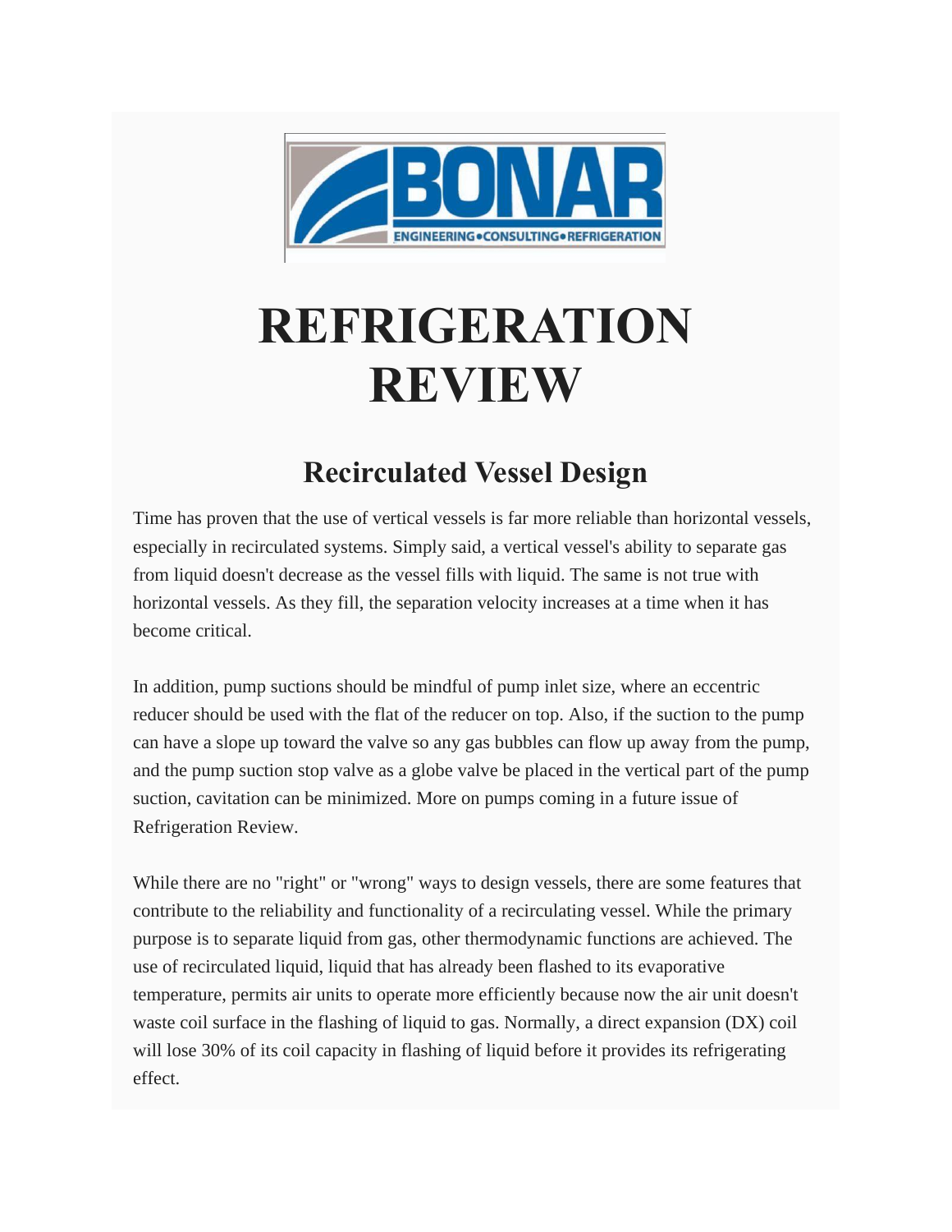BONAR

ENGINEERING•CONSULTING•REFRIGERATION

# REFRIGERATION REVIEW

## Recirculated Vessel Design

Time has proven that the use of vertical vessels is far more reliable than horizontal vessels, especially in recirculated systems. Simply said, a vertical vessel's ability to separate gas from liquid doesn't decrease as the vessel fills with liquid. The same is not true with horizontal vessels. As they fill, the separation velocity increases at a time when it has become critical.

In addition, pump suctions should be mindful of pump inlet size, where an eccentric reducer should be used with the flat of the reducer on top. Also, if the suction to the pump can have a slope up toward the valve so any gas bubbles can flow up away from the pump, and the pump suction stop valve as a globe valve be placed in the vertical part of the pump suction, cavitation can be minimized. More on pumps coming in a future issue of Refrigeration Review.

While there are no "right" or "wrong" ways to design vessels, there are some features that contribute to the reliability and functionality of a recirculating vessel. While the primary purpose is to separate liquid from gas, other thermodynamic functions are achieved. The use of recirculated liquid, liquid that has already been flashed to its evaporative temperature, permits air units to operate more efficiently because now the air unit doesn't waste coil surface in the flashing of liquid to gas. Normally, a direct expansion (DX) coil will lose 30% of its coil capacity in flashing of liquid before it provides its refrigerating effect.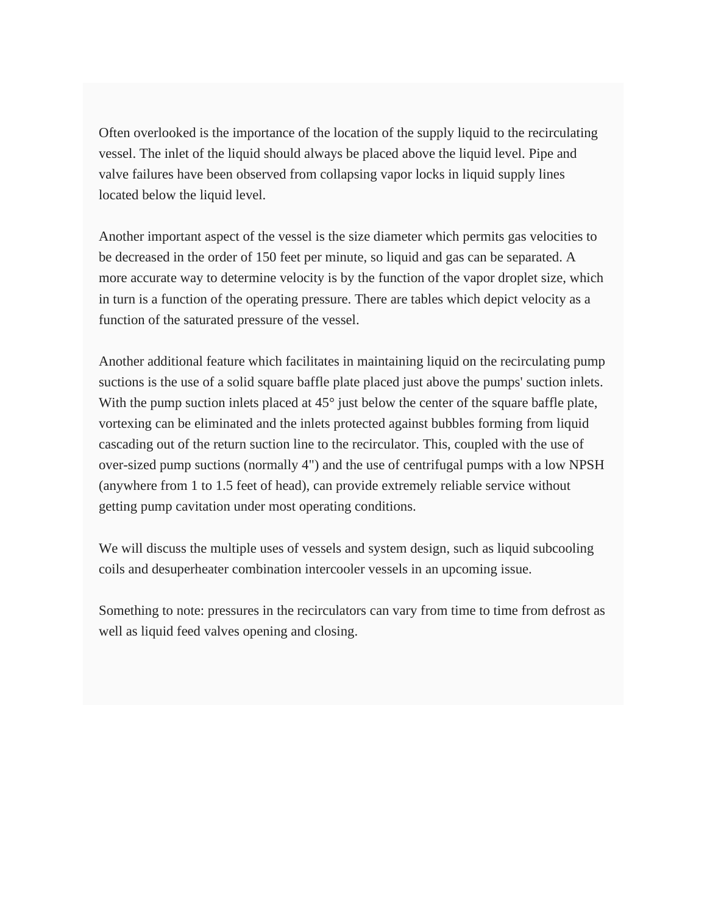Often overlooked is the importance of the location of the supply liquid to the recirculating vessel. The inlet of the liquid should always be placed above the liquid level. Pipe and valve failures have been observed from collapsing vapor locks in liquid supply lines located below the liquid level.

Another important aspect of the vessel is the size diameter which permits gas velocities to be decreased in the order of 150 feet per minute, so liquid and gas can be separated. A more accurate way to determine velocity is by the function of the vapor droplet size, which in turn is a function of the operating pressure. There are tables which depict velocity as a function of the saturated pressure of the vessel.

Another additional feature which facilitates in maintaining liquid on the recirculating pump suctions is the use of a solid square baffle plate placed just above the pumps' suction inlets. With the pump suction inlets placed at 45° just below the center of the square baffle plate, vortexing can be eliminated and the inlets protected against bubbles forming from liquid cascading out of the return suction line to the recirculator. This, coupled with the use of over-sized pump suctions (normally 4") and the use of centrifugal pumps with a low NPSH (anywhere from 1 to 1.5 feet of head), can provide extremely reliable service without getting pump cavitation under most operating conditions.

We will discuss the multiple uses of vessels and system design, such as liquid subcooling coils and desuperheater combination intercooler vessels in an upcoming issue.

Something to note: pressures in the recirculators can vary from time to time from defrost as well as liquid feed valves opening and closing.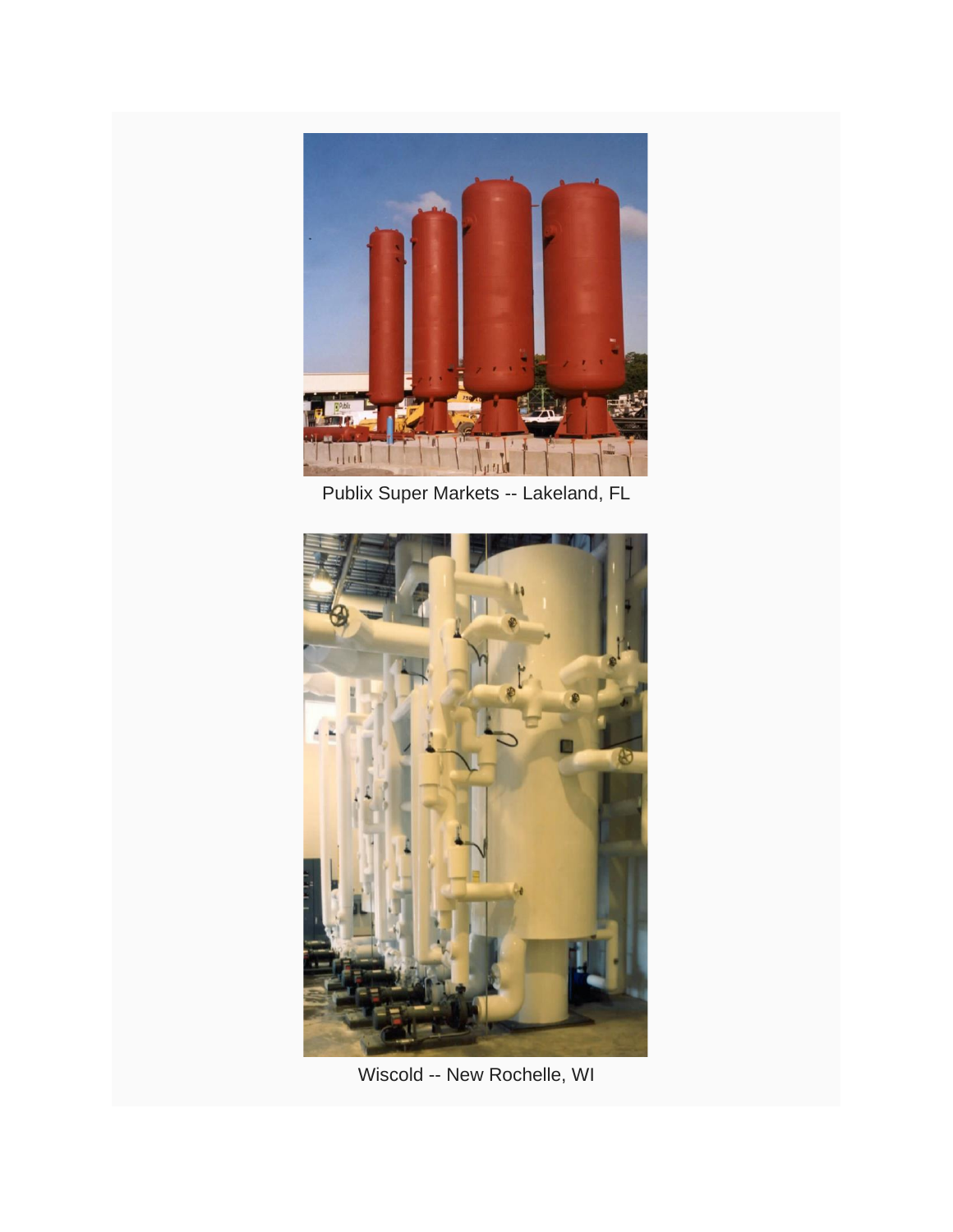Publix Super Markets -- Lakeland, FL

Wiscold -- New Rochelle, WI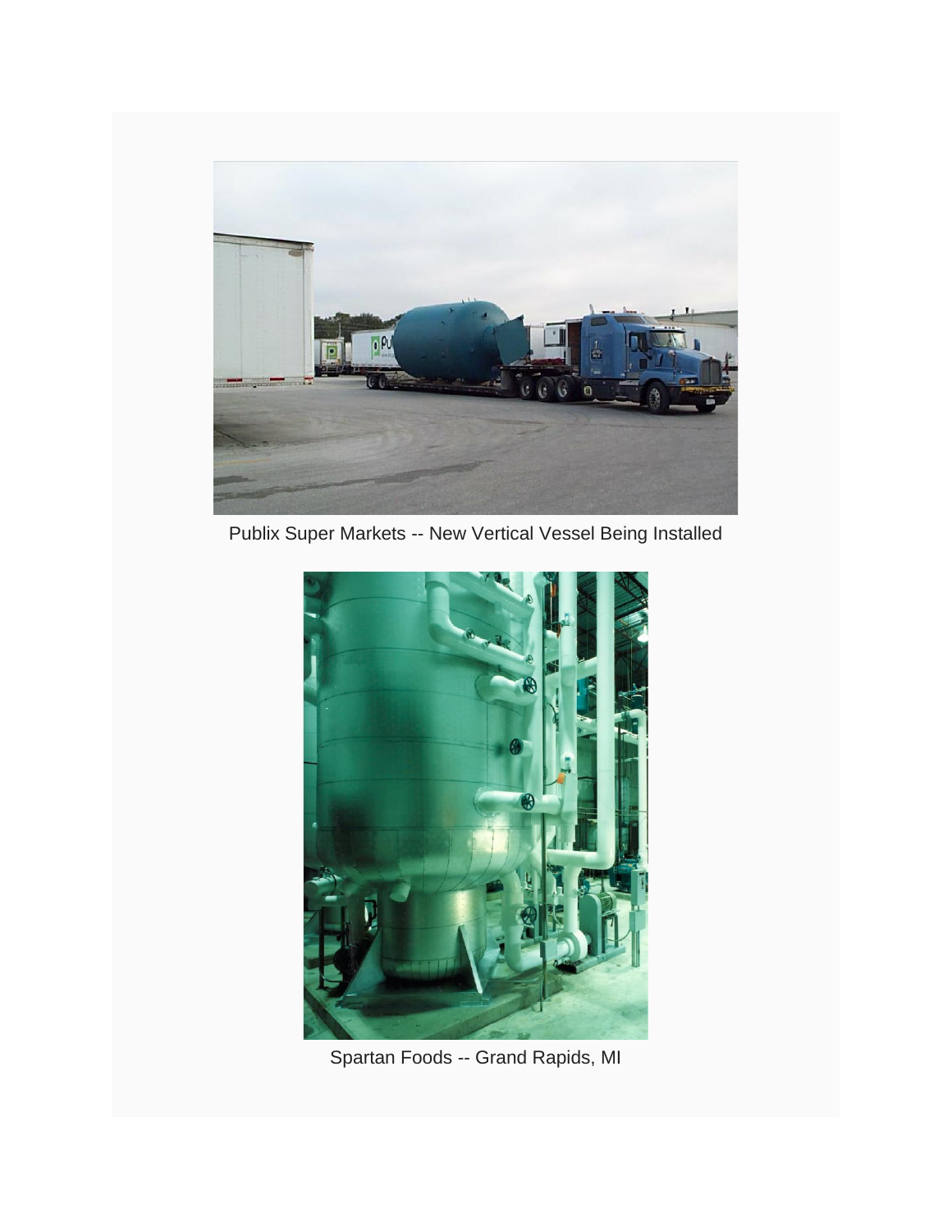Publix Super Markets -- New Vertical Vessel Being Installed

Spartan Foods -- Grand Rapids, MI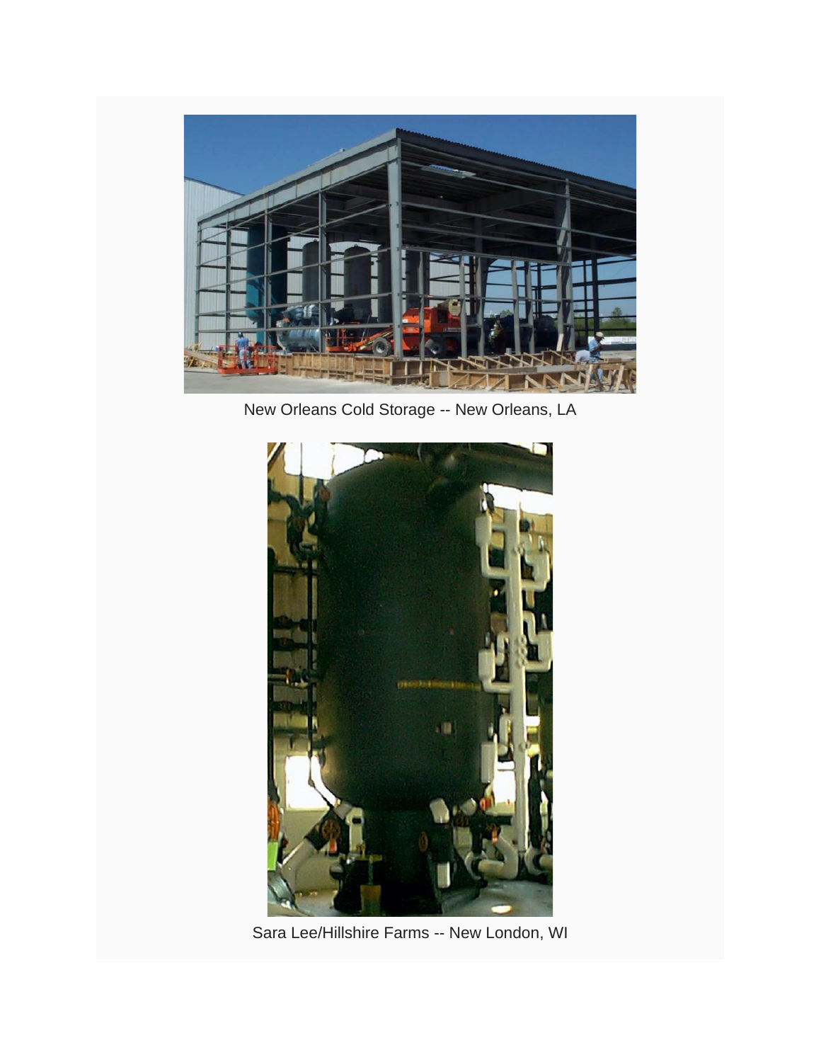New Orleans Cold Storage -- New Orleans, LA

Sara Lee/Hillshire Farms -- New London, WI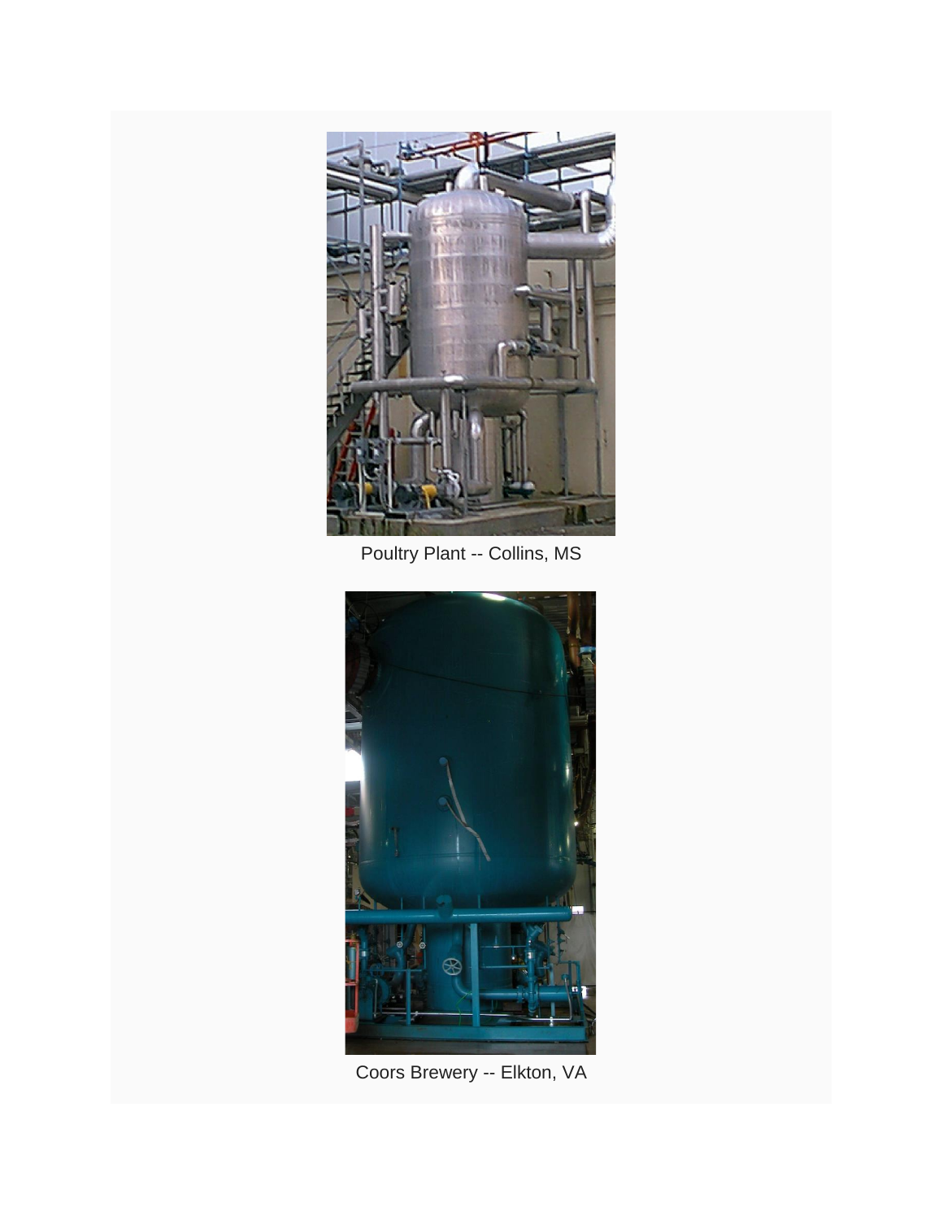Poultry Plant -- Collins, MS

Coors Brewery -- Elkton, VA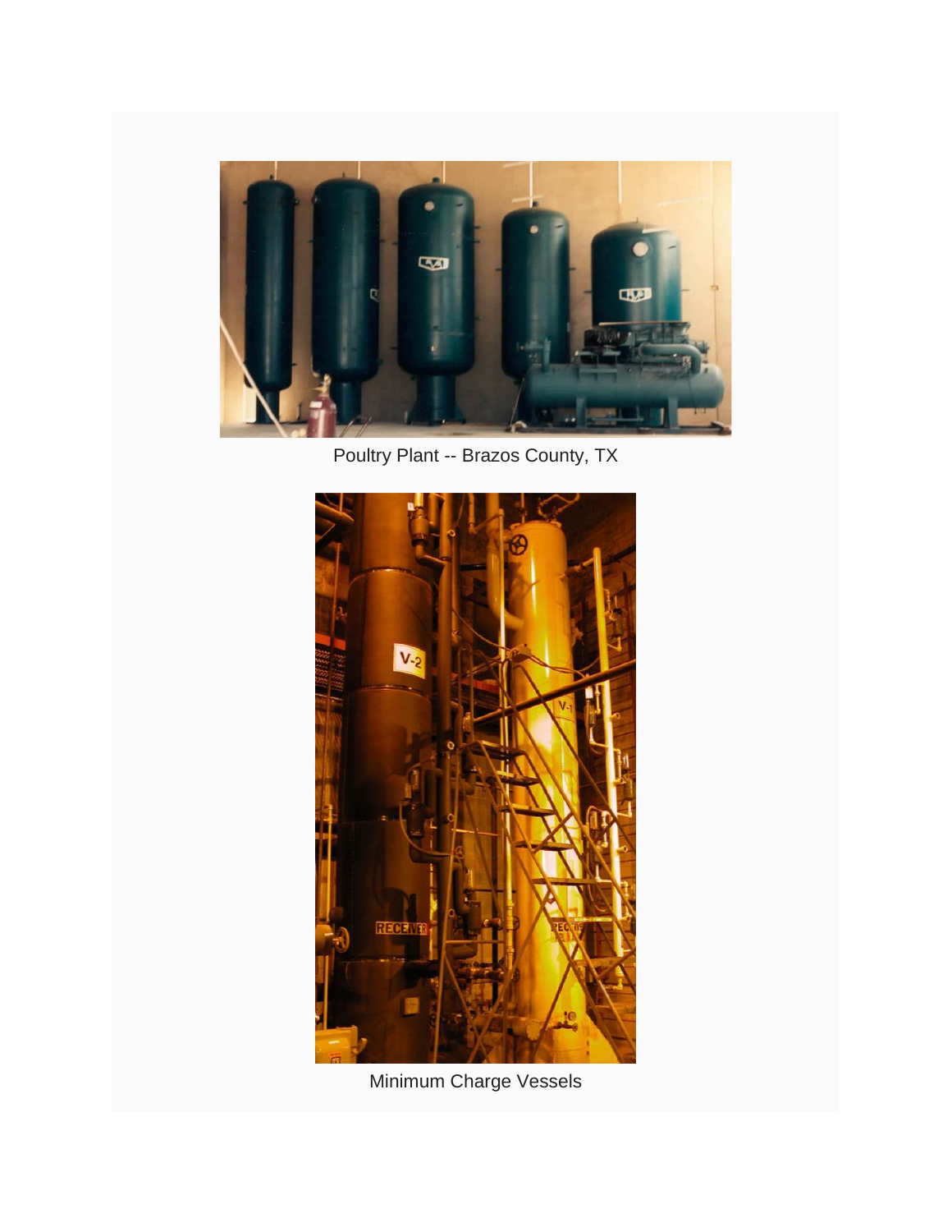Poultry Plant -- Brazos County, TX

Minimum Charge Vessels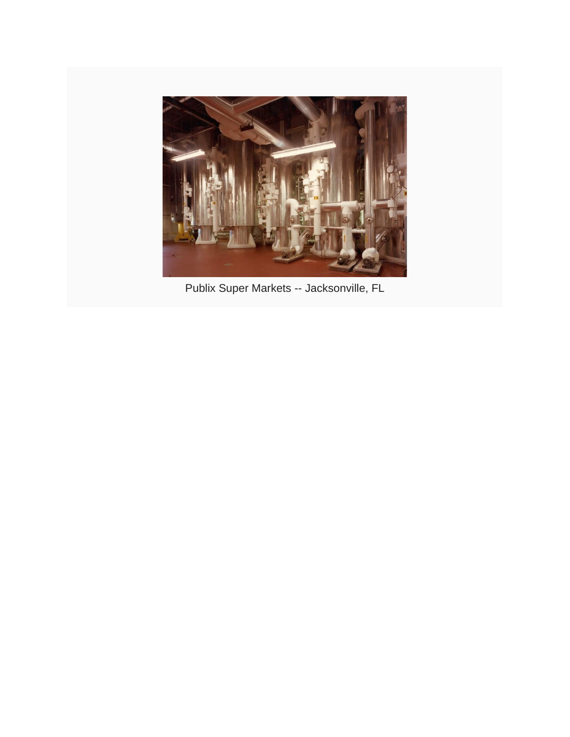Publix Super Markets -- Jacksonville, FL